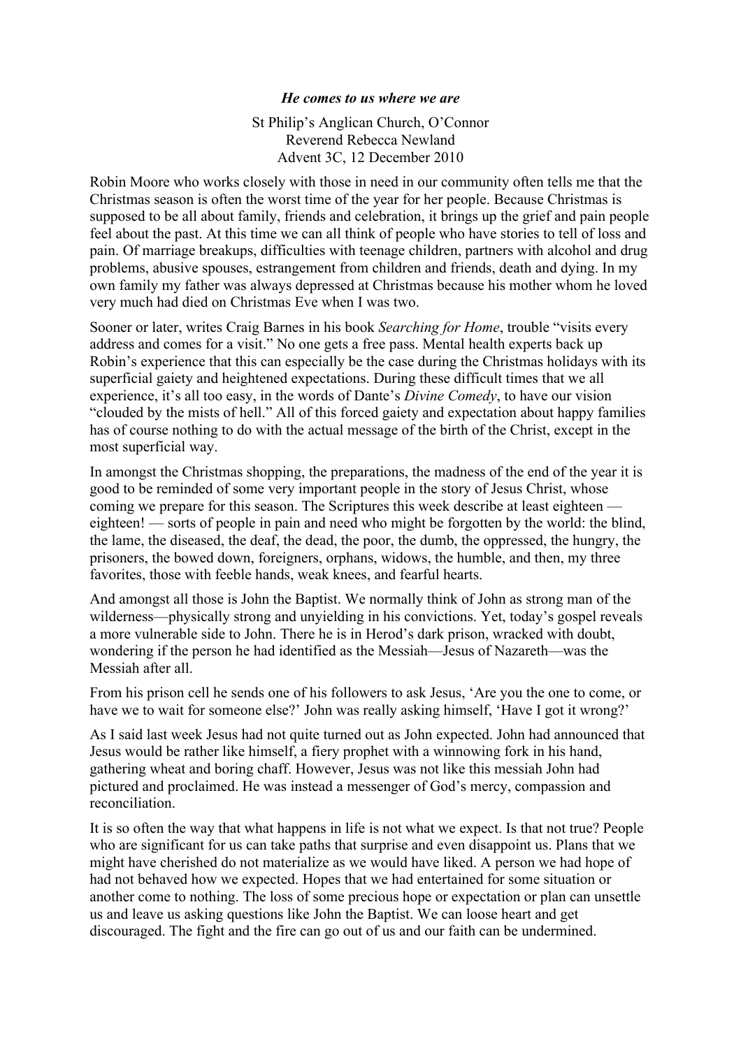***He comes to us where we are***

St Philip's Anglican Church, O'Connor
Reverend Rebecca Newland
Advent 3C, 12 December 2010

Robin Moore who works closely with those in need in our community often tells me that the Christmas season is often the worst time of the year for her people. Because Christmas is supposed to be all about family, friends and celebration, it brings up the grief and pain people feel about the past. At this time we can all think of people who have stories to tell of loss and pain. Of marriage breakups, difficulties with teenage children, partners with alcohol and drug problems, abusive spouses, estrangement from children and friends, death and dying. In my own family my father was always depressed at Christmas because his mother whom he loved very much had died on Christmas Eve when I was two.

Sooner or later, writes Craig Barnes in his book *Searching for Home*, trouble "visits every address and comes for a visit." No one gets a free pass. Mental health experts back up Robin's experience that this can especially be the case during the Christmas holidays with its superficial gaiety and heightened expectations. During these difficult times that we all experience, it's all too easy, in the words of Dante's *Divine Comedy*, to have our vision "clouded by the mists of hell." All of this forced gaiety and expectation about happy families has of course nothing to do with the actual message of the birth of the Christ, except in the most superficial way.

In amongst the Christmas shopping, the preparations, the madness of the end of the year it is good to be reminded of some very important people in the story of Jesus Christ, whose coming we prepare for this season. The Scriptures this week describe at least eighteen — eighteen! — sorts of people in pain and need who might be forgotten by the world: the blind, the lame, the diseased, the deaf, the dead, the poor, the dumb, the oppressed, the hungry, the prisoners, the bowed down, foreigners, orphans, widows, the humble, and then, my three favorites, those with feeble hands, weak knees, and fearful hearts.

And amongst all those is John the Baptist. We normally think of John as strong man of the wilderness—physically strong and unyielding in his convictions. Yet, today's gospel reveals a more vulnerable side to John. There he is in Herod's dark prison, wracked with doubt, wondering if the person he had identified as the Messiah—Jesus of Nazareth—was the Messiah after all.

From his prison cell he sends one of his followers to ask Jesus, 'Are you the one to come, or have we to wait for someone else?' John was really asking himself, 'Have I got it wrong?'

As I said last week Jesus had not quite turned out as John expected. John had announced that Jesus would be rather like himself, a fiery prophet with a winnowing fork in his hand, gathering wheat and boring chaff. However, Jesus was not like this messiah John had pictured and proclaimed. He was instead a messenger of God's mercy, compassion and reconciliation.

It is so often the way that what happens in life is not what we expect. Is that not true? People who are significant for us can take paths that surprise and even disappoint us. Plans that we might have cherished do not materialize as we would have liked. A person we had hope of had not behaved how we expected. Hopes that we had entertained for some situation or another come to nothing. The loss of some precious hope or expectation or plan can unsettle us and leave us asking questions like John the Baptist. We can loose heart and get discouraged. The fight and the fire can go out of us and our faith can be undermined.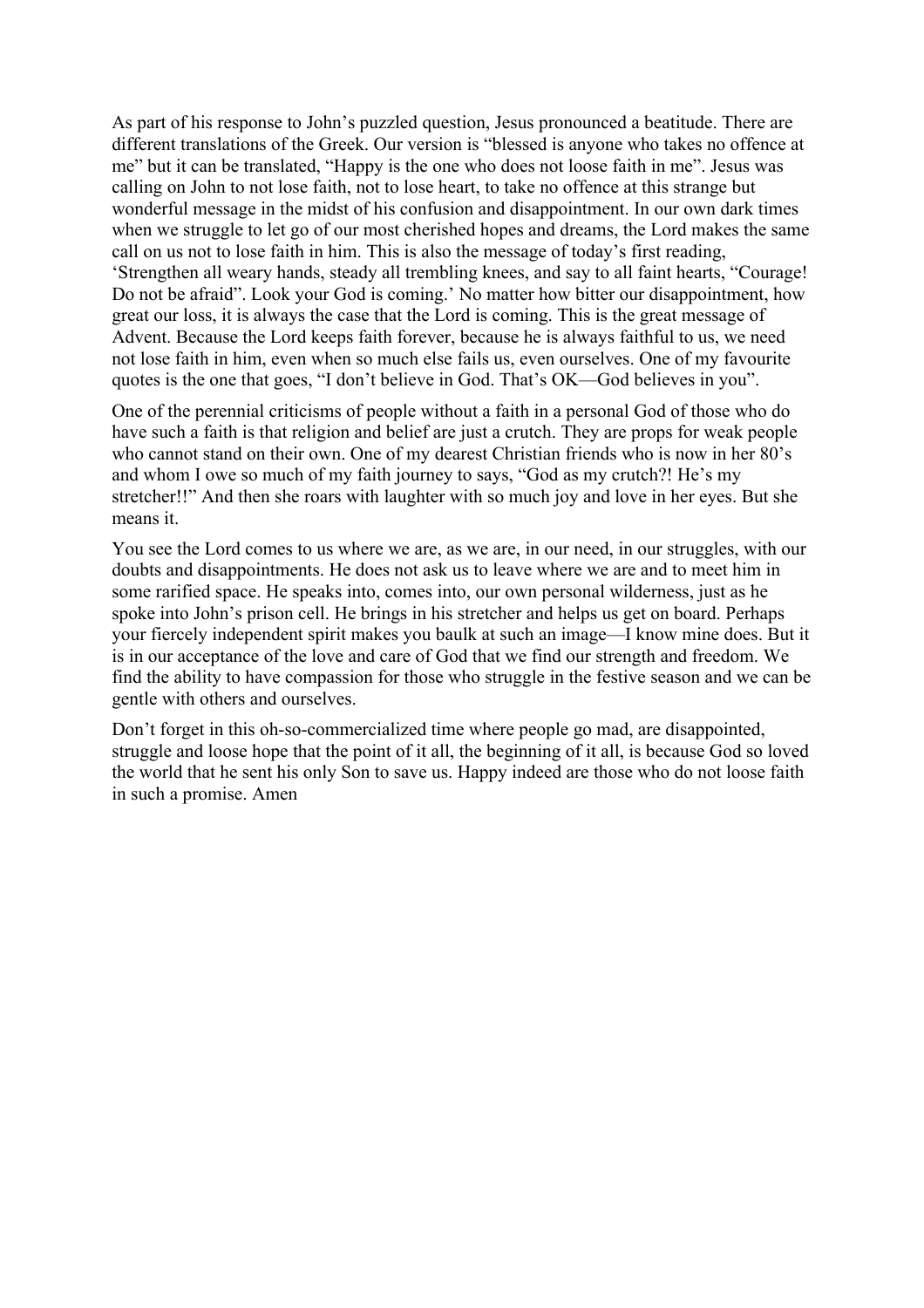As part of his response to John's puzzled question, Jesus pronounced a beatitude. There are different translations of the Greek. Our version is "blessed is anyone who takes no offence at me" but it can be translated, "Happy is the one who does not loose faith in me". Jesus was calling on John to not lose faith, not to lose heart, to take no offence at this strange but wonderful message in the midst of his confusion and disappointment. In our own dark times when we struggle to let go of our most cherished hopes and dreams, the Lord makes the same call on us not to lose faith in him. This is also the message of today's first reading, 'Strengthen all weary hands, steady all trembling knees, and say to all faint hearts, "Courage! Do not be afraid". Look your God is coming.' No matter how bitter our disappointment, how great our loss, it is always the case that the Lord is coming. This is the great message of Advent. Because the Lord keeps faith forever, because he is always faithful to us, we need not lose faith in him, even when so much else fails us, even ourselves. One of my favourite quotes is the one that goes, "I don't believe in God. That's OK—God believes in you".

One of the perennial criticisms of people without a faith in a personal God of those who do have such a faith is that religion and belief are just a crutch. They are props for weak people who cannot stand on their own. One of my dearest Christian friends who is now in her 80's and whom I owe so much of my faith journey to says, "God as my crutch?! He's my stretcher!!" And then she roars with laughter with so much joy and love in her eyes. But she means it.

You see the Lord comes to us where we are, as we are, in our need, in our struggles, with our doubts and disappointments. He does not ask us to leave where we are and to meet him in some rarified space. He speaks into, comes into, our own personal wilderness, just as he spoke into John's prison cell. He brings in his stretcher and helps us get on board. Perhaps your fiercely independent spirit makes you baulk at such an image—I know mine does. But it is in our acceptance of the love and care of God that we find our strength and freedom. We find the ability to have compassion for those who struggle in the festive season and we can be gentle with others and ourselves.

Don't forget in this oh-so-commercialized time where people go mad, are disappointed, struggle and loose hope that the point of it all, the beginning of it all, is because God so loved the world that he sent his only Son to save us. Happy indeed are those who do not loose faith in such a promise. Amen